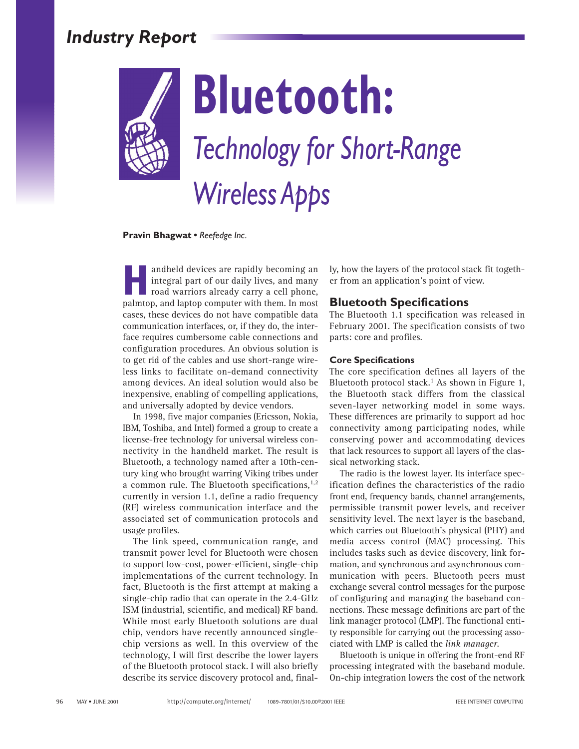## Industry Report

# Bluetooth: Technology for Short-Range Wireless Apps

**Pravin Bhagwat** • *Reefedge Inc.*

Handheld devices are rapidly becoming an integral part of our daily lives, and many road warriors already carry a cell phone, palmtop, and laptop computer with them. In most cases, these devices do not have compatible data communication interfaces, or, if they do, the interface requires cumbersome cable connections and configuration procedures. An obvious solution is to get rid of the cables and use short-range wireless links to facilitate on-demand connectivity among devices. An ideal solution would also be inexpensive, enabling of compelling applications, and universally adopted by device vendors.

In 1998, five major companies (Ericsson, Nokia, IBM, Toshiba, and Intel) formed a group to create a license-free technology for universal wireless connectivity in the handheld market. The result is Bluetooth, a technology named after a 10th-century king who brought warring Viking tribes under a common rule. The Bluetooth specifications,[1,2] currently in version 1.1, define a radio frequency (RF) wireless communication interface and the associated set of communication protocols and usage profiles.

The link speed, communication range, and transmit power level for Bluetooth were chosen to support low-cost, power-efficient, single-chip implementations of the current technology. In fact, Bluetooth is the first attempt at making a single-chip radio that can operate in the 2.4-GHz ISM (industrial, scientific, and medical) RF band. While most early Bluetooth solutions are dual chip, vendors have recently announced single-chip versions as well. In this overview of the technology, I will first describe the lower layers of the Bluetooth protocol stack. I will also briefly describe its service discovery protocol and, finally, how the layers of the protocol stack fit together from an application's point of view.

## Bluetooth Specifications

The Bluetooth 1.1 specification was released in February 2001. The specification consists of two parts: core and profiles.

### Core Specifications

The core specification defines all layers of the Bluetooth protocol stack.[1] As shown in Figure 1, the Bluetooth stack differs from the classical seven-layer networking model in some ways. These differences are primarily to support ad hoc connectivity among participating nodes, while conserving power and accommodating devices that lack resources to support all layers of the classical networking stack.

The radio is the lowest layer. Its interface specification defines the characteristics of the radio front end, frequency bands, channel arrangements, permissible transmit power levels, and receiver sensitivity level. The next layer is the baseband, which carries out Bluetooth's physical (PHY) and media access control (MAC) processing. This includes tasks such as device discovery, link formation, and synchronous and asynchronous communication with peers. Bluetooth peers must exchange several control messages for the purpose of configuring and managing the baseband connections. These message definitions are part of the link manager protocol (LMP). The functional entity responsible for carrying out the processing associated with LMP is called the *link manager*.

Bluetooth is unique in offering the front-end RF processing integrated with the baseband module. On-chip integration lowers the cost of the network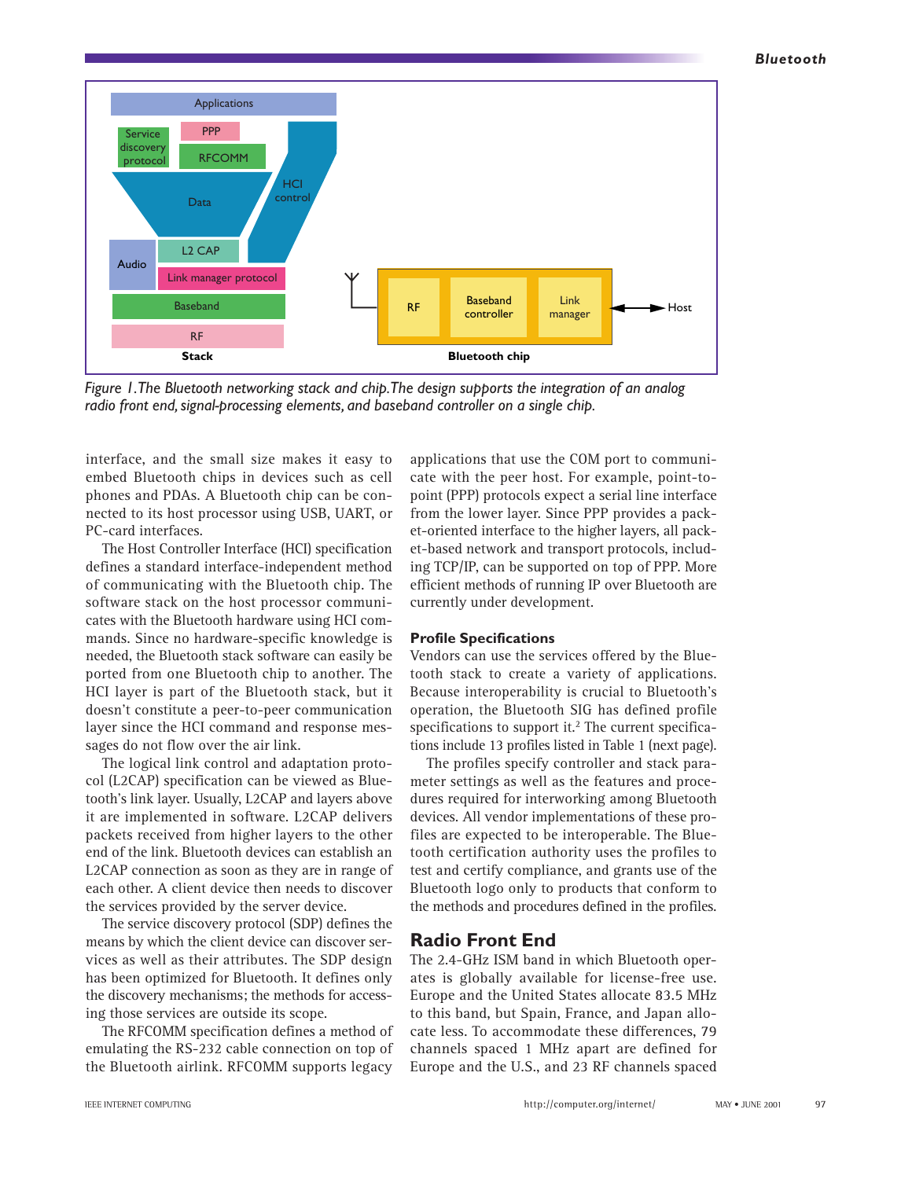*Figure 1. The Bluetooth networking stack and chip. The design supports the integration of an analog radio front end, signal-processing elements, and baseband controller on a single chip.*

interface, and the small size makes it easy to embed Bluetooth chips in devices such as cell phones and PDAs. A Bluetooth chip can be connected to its host processor using USB, UART, or PC-card interfaces.

The Host Controller Interface (HCI) specification defines a standard interface-independent method of communicating with the Bluetooth chip. The software stack on the host processor communicates with the Bluetooth hardware using HCI commands. Since no hardware-specific knowledge is needed, the Bluetooth stack software can easily be ported from one Bluetooth chip to another. The HCI layer is part of the Bluetooth stack, but it doesn't constitute a peer-to-peer communication layer since the HCI command and response messages do not flow over the air link.

The logical link control and adaptation protocol (L2CAP) specification can be viewed as Bluetooth's link layer. Usually, L2CAP and layers above it are implemented in software. L2CAP delivers packets received from higher layers to the other end of the link. Bluetooth devices can establish an L2CAP connection as soon as they are in range of each other. A client device then needs to discover the services provided by the server device.

The service discovery protocol (SDP) defines the means by which the client device can discover services as well as their attributes. The SDP design has been optimized for Bluetooth. It defines only the discovery mechanisms; the methods for accessing those services are outside its scope.

The RFCOMM specification defines a method of emulating the RS-232 cable connection on top of the Bluetooth airlink. RFCOMM supports legacy applications that use the COM port to communicate with the peer host. For example, point-to-point (PPP) protocols expect a serial line interface from the lower layer. Since PPP provides a packet-oriented interface to the higher layers, all packet-based network and transport protocols, including TCP/IP, can be supported on top of PPP. More efficient methods of running IP over Bluetooth are currently under development.

### Profile Specifications

Vendors can use the services offered by the Bluetooth stack to create a variety of applications. Because interoperability is crucial to Bluetooth's operation, the Bluetooth SIG has defined profile specifications to support it.[2] The current specifications include 13 profiles listed in Table 1 (next page).

The profiles specify controller and stack parameter settings as well as the features and procedures required for interworking among Bluetooth devices. All vendor implementations of these profiles are expected to be interoperable. The Bluetooth certification authority uses the profiles to test and certify compliance, and grants use of the Bluetooth logo only to products that conform to the methods and procedures defined in the profiles.

## Radio Front End

The 2.4-GHz ISM band in which Bluetooth operates is globally available for license-free use. Europe and the United States allocate 83.5 MHz to this band, but Spain, France, and Japan allocate less. To accommodate these differences, 79 channels spaced 1 MHz apart are defined for Europe and the U.S., and 23 RF channels spaced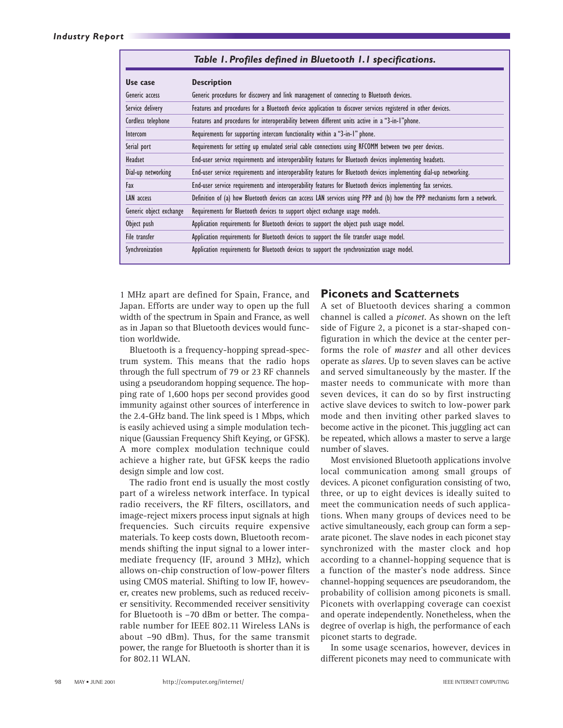**Table 1. Profiles defined in Bluetooth 1.1 specifications.**

| Use case | Description |
|---|---|
| Generic access | Generic procedures for discovery and link management of connecting to Bluetooth devices. |
| Service delivery | Features and procedures for a Bluetooth device application to discover services registered in other devices. |
| Cordless telephone | Features and procedures for interoperability between different units active in a "3-in-1"phone. |
| Intercom | Requirements for supporting intercom functionality within a "3-in-1" phone. |
| Serial port | Requirements for setting up emulated serial cable connections using RFCOMM between two peer devices. |
| Headset | End-user service requirements and interoperability features for Bluetooth devices implementing headsets. |
| Dial-up networking | End-user service requirements and interoperability features for Bluetooth devices implementing dial-up networking. |
| Fax | End-user service requirements and interoperability features for Bluetooth devices implementing fax services. |
| LAN access | Definition of (a) how Bluetooth devices can access LAN services using PPP and (b) how the PPP mechanisms form a network. |
| Generic object exchange | Requirements for Bluetooth devices to support object exchange usage models. |
| Object push | Application requirements for Bluetooth devices to support the object push usage model. |
| File transfer | Application requirements for Bluetooth devices to support the file transfer usage model. |
| Synchronization | Application requirements for Bluetooth devices to support the synchronization usage model. |

1 MHz apart are defined for Spain, France, and Japan. Efforts are under way to open up the full width of the spectrum in Spain and France, as well as in Japan so that Bluetooth devices would function worldwide.

Bluetooth is a frequency-hopping spread-spectrum system. This means that the radio hops through the full spectrum of 79 or 23 RF channels using a pseudorandom hopping sequence. The hopping rate of 1,600 hops per second provides good immunity against other sources of interference in the 2.4-GHz band. The link speed is 1 Mbps, which is easily achieved using a simple modulation technique (Gaussian Frequency Shift Keying, or GFSK). A more complex modulation technique could achieve a higher rate, but GFSK keeps the radio design simple and low cost.

The radio front end is usually the most costly part of a wireless network interface. In typical radio receivers, the RF filters, oscillators, and image-reject mixers process input signals at high frequencies. Such circuits require expensive materials. To keep costs down, Bluetooth recommends shifting the input signal to a lower intermediate frequency (IF, around 3 MHz), which allows on-chip construction of low-power filters using CMOS material. Shifting to low IF, however, creates new problems, such as reduced receiver sensitivity. Recommended receiver sensitivity for Bluetooth is –70 dBm or better. The comparable number for IEEE 802.11 Wireless LANs is about –90 dBm). Thus, for the same transmit power, the range for Bluetooth is shorter than it is for 802.11 WLAN.

## Piconets and Scatternets

A set of Bluetooth devices sharing a common channel is called a *piconet*. As shown on the left side of Figure 2, a piconet is a star-shaped configuration in which the device at the center performs the role of *master* and all other devices operate as *slaves*. Up to seven slaves can be active and served simultaneously by the master. If the master needs to communicate with more than seven devices, it can do so by first instructing active slave devices to switch to low-power park mode and then inviting other parked slaves to become active in the piconet. This juggling act can be repeated, which allows a master to serve a large number of slaves.

Most envisioned Bluetooth applications involve local communication among small groups of devices. A piconet configuration consisting of two, three, or up to eight devices is ideally suited to meet the communication needs of such applications. When many groups of devices need to be active simultaneously, each group can form a separate piconet. The slave nodes in each piconet stay synchronized with the master clock and hop according to a channel-hopping sequence that is a function of the master's node address. Since channel-hopping sequences are pseudorandom, the probability of collision among piconets is small. Piconets with overlapping coverage can coexist and operate independently. Nonetheless, when the degree of overlap is high, the performance of each piconet starts to degrade.

In some usage scenarios, however, devices in different piconets may need to communicate with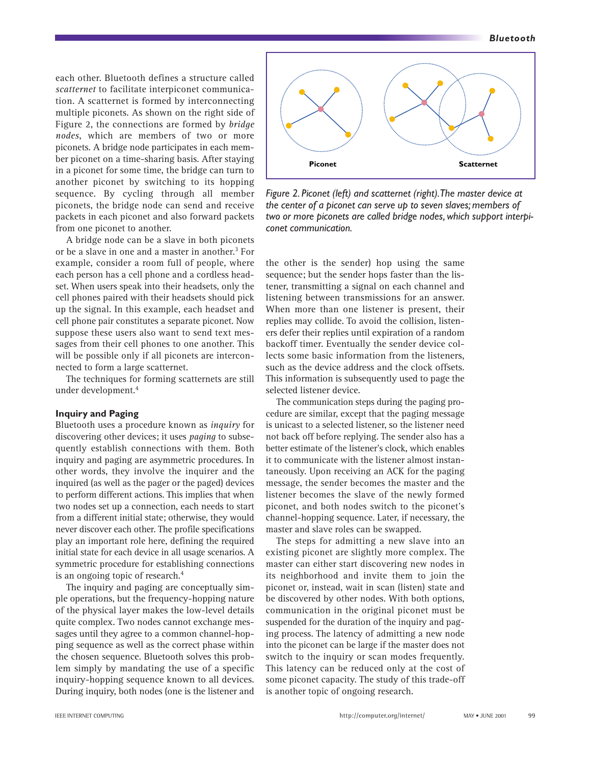each other. Bluetooth defines a structure called *scatternet* to facilitate interpiconet communication. A scatternet is formed by interconnecting multiple piconets. As shown on the right side of Figure 2, the connections are formed by *bridge nodes*, which are members of two or more piconets. A bridge node participates in each member piconet on a time-sharing basis. After staying in a piconet for some time, the bridge can turn to another piconet by switching to its hopping sequence. By cycling through all member piconets, the bridge node can send and receive packets in each piconet and also forward packets from one piconet to another.

A bridge node can be a slave in both piconets or be a slave in one and a master in another.[3] For example, consider a room full of people, where each person has a cell phone and a cordless headset. When users speak into their headsets, only the cell phones paired with their headsets should pick up the signal. In this example, each headset and cell phone pair constitutes a separate piconet. Now suppose these users also want to send text messages from their cell phones to one another. This will be possible only if all piconets are interconnected to form a large scatternet.

The techniques for forming scatternets are still under development.[4]

*Figure 2. Piconet (left) and scatternet (right). The master device at the center of a piconet can serve up to seven slaves; members of two or more piconets are called bridge nodes, which support interpiconet communication.*

### Inquiry and Paging

Bluetooth uses a procedure known as *inquiry* for discovering other devices; it uses *paging* to subsequently establish connections with them. Both inquiry and paging are asymmetric procedures. In other words, they involve the inquirer and the inquired (as well as the pager or the paged) devices to perform different actions. This implies that when two nodes set up a connection, each needs to start from a different initial state; otherwise, they would never discover each other. The profile specifications play an important role here, defining the required initial state for each device in all usage scenarios. A symmetric procedure for establishing connections is an ongoing topic of research.[4]

The inquiry and paging are conceptually simple operations, but the frequency-hopping nature of the physical layer makes the low-level details quite complex. Two nodes cannot exchange messages until they agree to a common channel-hopping sequence as well as the correct phase within the chosen sequence. Bluetooth solves this problem simply by mandating the use of a specific inquiry-hopping sequence known to all devices. During inquiry, both nodes (one is the listener and the other is the sender) hop using the same sequence; but the sender hops faster than the listener, transmitting a signal on each channel and listening between transmissions for an answer. When more than one listener is present, their replies may collide. To avoid the collision, listeners defer their replies until expiration of a random backoff timer. Eventually the sender device collects some basic information from the listeners, such as the device address and the clock offsets. This information is subsequently used to page the selected listener device.

The communication steps during the paging procedure are similar, except that the paging message is unicast to a selected listener, so the listener need not back off before replying. The sender also has a better estimate of the listener's clock, which enables it to communicate with the listener almost instantaneously. Upon receiving an ACK for the paging message, the sender becomes the master and the listener becomes the slave of the newly formed piconet, and both nodes switch to the piconet's channel-hopping sequence. Later, if necessary, the master and slave roles can be swapped.

The steps for admitting a new slave into an existing piconet are slightly more complex. The master can either start discovering new nodes in its neighborhood and invite them to join the piconet or, instead, wait in scan (listen) state and be discovered by other nodes. With both options, communication in the original piconet must be suspended for the duration of the inquiry and paging process. The latency of admitting a new node into the piconet can be large if the master does not switch to the inquiry or scan modes frequently. This latency can be reduced only at the cost of some piconet capacity. The study of this trade-off is another topic of ongoing research.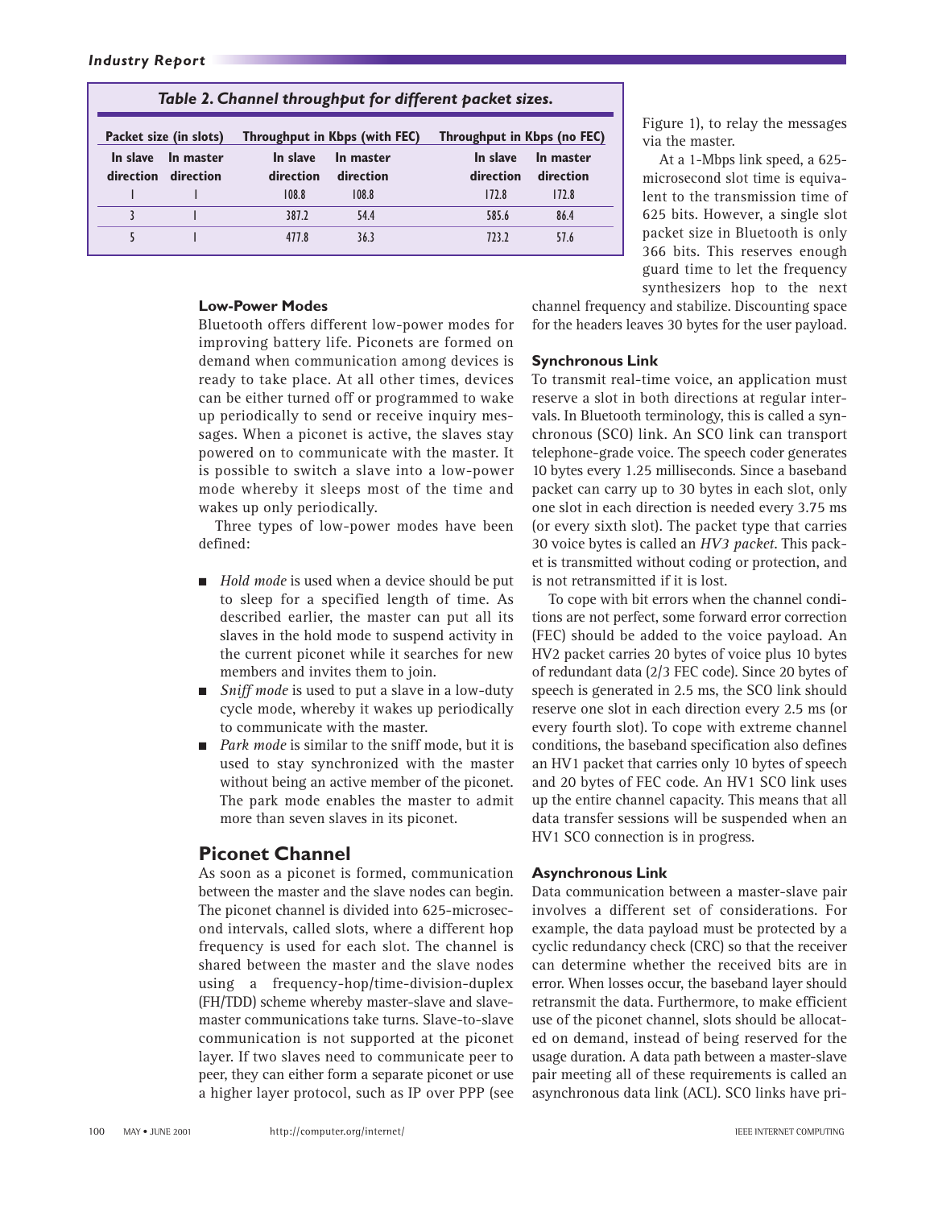**Table 2. Channel throughput for different packet sizes.**

| Packet size (in slots) | | Throughput in Kbps (with FEC) | | Throughput in Kbps (no FEC) | |
|---|---|---|---|---|---|
| In slave direction | In master direction | In slave direction | In master direction | In slave direction | In master direction |
| 1 | 1 | 108.8 | 108.8 | 172.8 | 172.8 |
| 3 | 1 | 387.2 | 54.4 | 585.6 | 86.4 |
| 5 | 1 | 477.8 | 36.3 | 723.2 | 57.6 |

### Low-Power Modes

Bluetooth offers different low-power modes for improving battery life. Piconets are formed on demand when communication among devices is ready to take place. At all other times, devices can be either turned off or programmed to wake up periodically to send or receive inquiry messages. When a piconet is active, the slaves stay powered on to communicate with the master. It is possible to switch a slave into a low-power mode whereby it sleeps most of the time and wakes up only periodically.

Three types of low-power modes have been defined:

- *Hold mode* is used when a device should be put to sleep for a specified length of time. As described earlier, the master can put all its slaves in the hold mode to suspend activity in the current piconet while it searches for new members and invites them to join.
- *Sniff mode* is used to put a slave in a low-duty cycle mode, whereby it wakes up periodically to communicate with the master.
- *Park mode* is similar to the sniff mode, but it is used to stay synchronized with the master without being an active member of the piconet. The park mode enables the master to admit more than seven slaves in its piconet.

## Piconet Channel

As soon as a piconet is formed, communication between the master and the slave nodes can begin. The piconet channel is divided into 625-microsecond intervals, called slots, where a different hop frequency is used for each slot. The channel is shared between the master and the slave nodes using a frequency-hop/time-division-duplex (FH/TDD) scheme whereby master-slave and slave-master communications take turns. Slave-to-slave communication is not supported at the piconet layer. If two slaves need to communicate peer to peer, they can either form a separate piconet or use a higher layer protocol, such as IP over PPP (see Figure 1), to relay the messages via the master.

At a 1-Mbps link speed, a 625-microsecond slot time is equivalent to the transmission time of 625 bits. However, a single slot packet size in Bluetooth is only 366 bits. This reserves enough guard time to let the frequency synthesizers hop to the next channel frequency and stabilize. Discounting space for the headers leaves 30 bytes for the user payload.

### Synchronous Link

To transmit real-time voice, an application must reserve a slot in both directions at regular intervals. In Bluetooth terminology, this is called a synchronous (SCO) link. An SCO link can transport telephone-grade voice. The speech coder generates 10 bytes every 1.25 milliseconds. Since a baseband packet can carry up to 30 bytes in each slot, only one slot in each direction is needed every 3.75 ms (or every sixth slot). The packet type that carries 30 voice bytes is called an *HV3 packet*. This packet is transmitted without coding or protection, and is not retransmitted if it is lost.

To cope with bit errors when the channel conditions are not perfect, some forward error correction (FEC) should be added to the voice payload. An HV2 packet carries 20 bytes of voice plus 10 bytes of redundant data (2/3 FEC code). Since 20 bytes of speech is generated in 2.5 ms, the SCO link should reserve one slot in each direction every 2.5 ms (or every fourth slot). To cope with extreme channel conditions, the baseband specification also defines an HV1 packet that carries only 10 bytes of speech and 20 bytes of FEC code. An HV1 SCO link uses up the entire channel capacity. This means that all data transfer sessions will be suspended when an HV1 SCO connection is in progress.

### Asynchronous Link

Data communication between a master-slave pair involves a different set of considerations. For example, the data payload must be protected by a cyclic redundancy check (CRC) so that the receiver can determine whether the received bits are in error. When losses occur, the baseband layer should retransmit the data. Furthermore, to make efficient use of the piconet channel, slots should be allocated on demand, instead of being reserved for the usage duration. A data path between a master-slave pair meeting all of these requirements is called an asynchronous data link (ACL). SCO links have pri-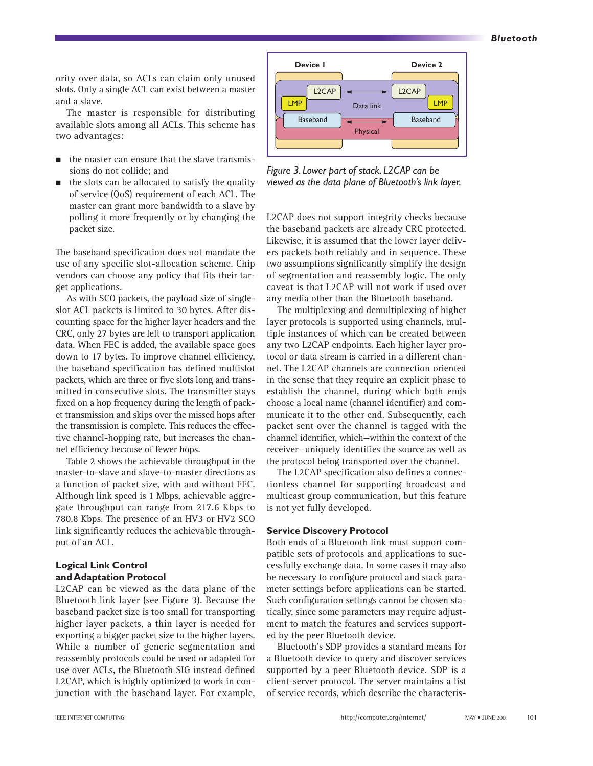ority over data, so ACLs can claim only unused slots. Only a single ACL can exist between a master and a slave.

The master is responsible for distributing available slots among all ACLs. This scheme has two advantages:

- the master can ensure that the slave transmissions do not collide; and
- the slots can be allocated to satisfy the quality of service (QoS) requirement of each ACL. The master can grant more bandwidth to a slave by polling it more frequently or by changing the packet size.

The baseband specification does not mandate the use of any specific slot-allocation scheme. Chip vendors can choose any policy that fits their target applications.

As with SCO packets, the payload size of single-slot ACL packets is limited to 30 bytes. After discounting space for the higher layer headers and the CRC, only 27 bytes are left to transport application data. When FEC is added, the available space goes down to 17 bytes. To improve channel efficiency, the baseband specification has defined multislot packets, which are three or five slots long and transmitted in consecutive slots. The transmitter stays fixed on a hop frequency during the length of packet transmission and skips over the missed hops after the transmission is complete. This reduces the effective channel-hopping rate, but increases the channel efficiency because of fewer hops.

Table 2 shows the achievable throughput in the master-to-slave and slave-to-master directions as a function of packet size, with and without FEC. Although link speed is 1 Mbps, achievable aggregate throughput can range from 217.6 Kbps to 780.8 Kbps. The presence of an HV3 or HV2 SCO link significantly reduces the achievable throughput of an ACL.

### Logical Link Control and Adaptation Protocol

L2CAP can be viewed as the data plane of the Bluetooth link layer (see Figure 3). Because the baseband packet size is too small for transporting higher layer packets, a thin layer is needed for exporting a bigger packet size to the higher layers. While a number of generic segmentation and reassembly protocols could be used or adapted for use over ACLs, the Bluetooth SIG instead defined L2CAP, which is highly optimized to work in conjunction with the baseband layer. For example, L2CAP does not support integrity checks because the baseband packets are already CRC protected. Likewise, it is assumed that the lower layer delivers packets both reliably and in sequence. These two assumptions significantly simplify the design of segmentation and reassembly logic. The only caveat is that L2CAP will not work if used over any media other than the Bluetooth baseband.

Device 1 | Device 2 — L2CAP ↔ Data link ↔ L2CAP; LMP, LMP; Baseband ↔ Physical ↔ Baseband

*Figure 3. Lower part of stack. L2CAP can be viewed as the data plane of Bluetooth's link layer.*

The multiplexing and demultiplexing of higher layer protocols is supported using channels, multiple instances of which can be created between any two L2CAP endpoints. Each higher layer protocol or data stream is carried in a different channel. The L2CAP channels are connection oriented in the sense that they require an explicit phase to establish the channel, during which both ends choose a local name (channel identifier) and communicate it to the other end. Subsequently, each packet sent over the channel is tagged with the channel identifier, which—within the context of the receiver—uniquely identifies the source as well as the protocol being transported over the channel.

The L2CAP specification also defines a connectionless channel for supporting broadcast and multicast group communication, but this feature is not yet fully developed.

### Service Discovery Protocol

Both ends of a Bluetooth link must support compatible sets of protocols and applications to successfully exchange data. In some cases it may also be necessary to configure protocol and stack parameter settings before applications can be started. Such configuration settings cannot be chosen statically, since some parameters may require adjustment to match the features and services supported by the peer Bluetooth device.

Bluetooth's SDP provides a standard means for a Bluetooth device to query and discover services supported by a peer Bluetooth device. SDP is a client-server protocol. The server maintains a list of service records, which describe the characteris-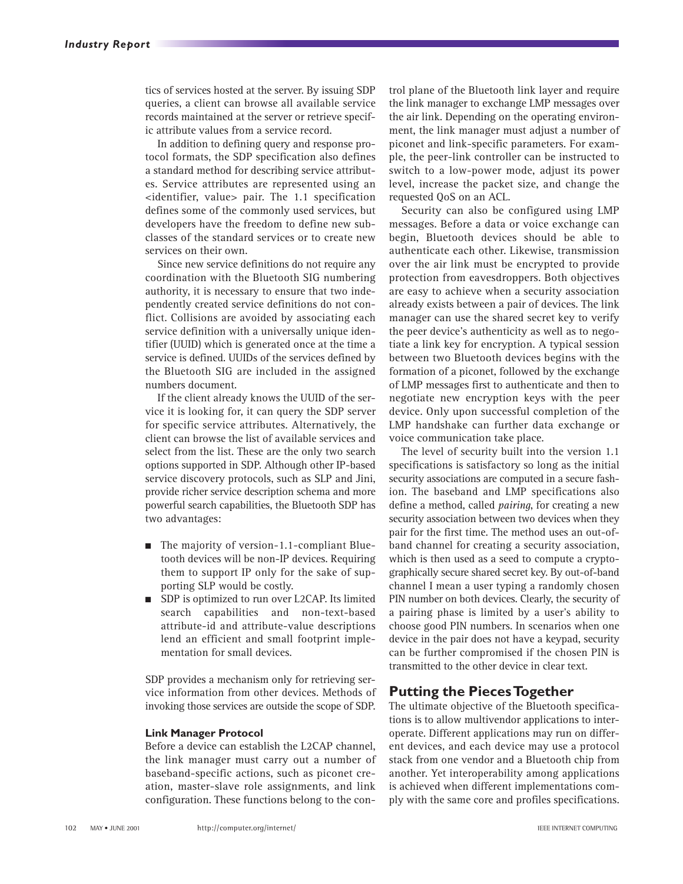tics of services hosted at the server. By issuing SDP queries, a client can browse all available service records maintained at the server or retrieve specific attribute values from a service record.

In addition to defining query and response protocol formats, the SDP specification also defines a standard method for describing service attributes. Service attributes are represented using an <identifier, value> pair. The 1.1 specification defines some of the commonly used services, but developers have the freedom to define new subclasses of the standard services or to create new services on their own.

Since new service definitions do not require any coordination with the Bluetooth SIG numbering authority, it is necessary to ensure that two independently created service definitions do not conflict. Collisions are avoided by associating each service definition with a universally unique identifier (UUID) which is generated once at the time a service is defined. UUIDs of the services defined by the Bluetooth SIG are included in the assigned numbers document.

If the client already knows the UUID of the service it is looking for, it can query the SDP server for specific service attributes. Alternatively, the client can browse the list of available services and select from the list. These are the only two search options supported in SDP. Although other IP-based service discovery protocols, such as SLP and Jini, provide richer service description schema and more powerful search capabilities, the Bluetooth SDP has two advantages:

- The majority of version-1.1-compliant Bluetooth devices will be non-IP devices. Requiring them to support IP only for the sake of supporting SLP would be costly.
- SDP is optimized to run over L2CAP. Its limited search capabilities and non-text-based attribute-id and attribute-value descriptions lend an efficient and small footprint implementation for small devices.

SDP provides a mechanism only for retrieving service information from other devices. Methods of invoking those services are outside the scope of SDP.

#### Link Manager Protocol

Before a device can establish the L2CAP channel, the link manager must carry out a number of baseband-specific actions, such as piconet creation, master-slave role assignments, and link configuration. These functions belong to the control plane of the Bluetooth link layer and require the link manager to exchange LMP messages over the air link. Depending on the operating environment, the link manager must adjust a number of piconet and link-specific parameters. For example, the peer-link controller can be instructed to switch to a low-power mode, adjust its power level, increase the packet size, and change the requested QoS on an ACL.

Security can also be configured using LMP messages. Before a data or voice exchange can begin, Bluetooth devices should be able to authenticate each other. Likewise, transmission over the air link must be encrypted to provide protection from eavesdroppers. Both objectives are easy to achieve when a security association already exists between a pair of devices. The link manager can use the shared secret key to verify the peer device's authenticity as well as to negotiate a link key for encryption. A typical session between two Bluetooth devices begins with the formation of a piconet, followed by the exchange of LMP messages first to authenticate and then to negotiate new encryption keys with the peer device. Only upon successful completion of the LMP handshake can further data exchange or voice communication take place.

The level of security built into the version 1.1 specifications is satisfactory so long as the initial security associations are computed in a secure fashion. The baseband and LMP specifications also define a method, called *pairing*, for creating a new security association between two devices when they pair for the first time. The method uses an out-of-band channel for creating a security association, which is then used as a seed to compute a cryptographically secure shared secret key. By out-of-band channel I mean a user typing a randomly chosen PIN number on both devices. Clearly, the security of a pairing phase is limited by a user's ability to choose good PIN numbers. In scenarios when one device in the pair does not have a keypad, security can be further compromised if the chosen PIN is transmitted to the other device in clear text.

## Putting the Pieces Together

The ultimate objective of the Bluetooth specifications is to allow multivendor applications to interoperate. Different applications may run on different devices, and each device may use a protocol stack from one vendor and a Bluetooth chip from another. Yet interoperability among applications is achieved when different implementations comply with the same core and profiles specifications.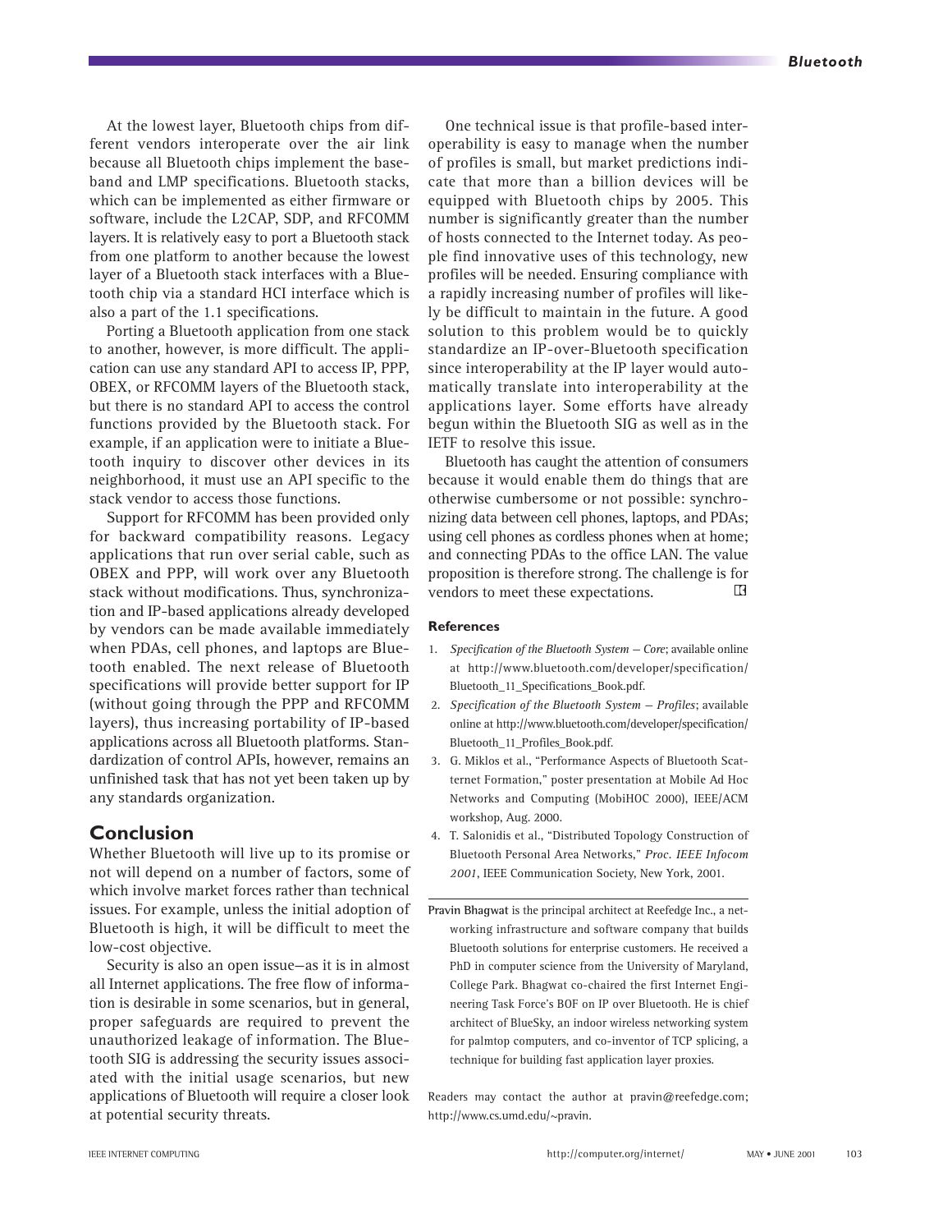At the lowest layer, Bluetooth chips from different vendors interoperate over the air link because all Bluetooth chips implement the baseband and LMP specifications. Bluetooth stacks, which can be implemented as either firmware or software, include the L2CAP, SDP, and RFCOMM layers. It is relatively easy to port a Bluetooth stack from one platform to another because the lowest layer of a Bluetooth stack interfaces with a Bluetooth chip via a standard HCI interface which is also a part of the 1.1 specifications.

Porting a Bluetooth application from one stack to another, however, is more difficult. The application can use any standard API to access IP, PPP, OBEX, or RFCOMM layers of the Bluetooth stack, but there is no standard API to access the control functions provided by the Bluetooth stack. For example, if an application were to initiate a Bluetooth inquiry to discover other devices in its neighborhood, it must use an API specific to the stack vendor to access those functions.

Support for RFCOMM has been provided only for backward compatibility reasons. Legacy applications that run over serial cable, such as OBEX and PPP, will work over any Bluetooth stack without modifications. Thus, synchronization and IP-based applications already developed by vendors can be made available immediately when PDAs, cell phones, and laptops are Bluetooth enabled. The next release of Bluetooth specifications will provide better support for IP (without going through the PPP and RFCOMM layers), thus increasing portability of IP-based applications across all Bluetooth platforms. Standardization of control APIs, however, remains an unfinished task that has not yet been taken up by any standards organization.

## Conclusion

Whether Bluetooth will live up to its promise or not will depend on a number of factors, some of which involve market forces rather than technical issues. For example, unless the initial adoption of Bluetooth is high, it will be difficult to meet the low-cost objective.

Security is also an open issue—as it is in almost all Internet applications. The free flow of information is desirable in some scenarios, but in general, proper safeguards are required to prevent the unauthorized leakage of information. The Bluetooth SIG is addressing the security issues associated with the initial usage scenarios, but new applications of Bluetooth will require a closer look at potential security threats.

One technical issue is that profile-based interoperability is easy to manage when the number of profiles is small, but market predictions indicate that more than a billion devices will be equipped with Bluetooth chips by 2005. This number is significantly greater than the number of hosts connected to the Internet today. As people find innovative uses of this technology, new profiles will be needed. Ensuring compliance with a rapidly increasing number of profiles will likely be difficult to maintain in the future. A good solution to this problem would be to quickly standardize an IP-over-Bluetooth specification since interoperability at the IP layer would automatically translate into interoperability at the applications layer. Some efforts have already begun within the Bluetooth SIG as well as in the IETF to resolve this issue.

Bluetooth has caught the attention of consumers because it would enable them do things that are otherwise cumbersome or not possible: synchronizing data between cell phones, laptops, and PDAs; using cell phones as cordless phones when at home; and connecting PDAs to the office LAN. The value proposition is therefore strong. The challenge is for vendors to meet these expectations.

### References

1. *Specification of the Bluetooth System — Core*; available online at http://www.bluetooth.com/developer/specification/Bluetooth_11_Specifications_Book.pdf.
2. *Specification of the Bluetooth System — Profiles*; available online at http://www.bluetooth.com/developer/specification/Bluetooth_11_Profiles_Book.pdf.
3. G. Miklos et al., "Performance Aspects of Bluetooth Scatternet Formation," poster presentation at Mobile Ad Hoc Networks and Computing (MobiHOC 2000), IEEE/ACM workshop, Aug. 2000.
4. T. Salonidis et al., "Distributed Topology Construction of Bluetooth Personal Area Networks," *Proc. IEEE Infocom 2001*, IEEE Communication Society, New York, 2001.

**Pravin Bhagwat** is the principal architect at Reefedge Inc., a networking infrastructure and software company that builds Bluetooth solutions for enterprise customers. He received a PhD in computer science from the University of Maryland, College Park. Bhagwat co-chaired the first Internet Engineering Task Force's BOF on IP over Bluetooth. He is chief architect of BlueSky, an indoor wireless networking system for palmtop computers, and co-inventor of TCP splicing, a technique for building fast application layer proxies.

Readers may contact the author at pravin@reefedge.com; http://www.cs.umd.edu/~pravin.